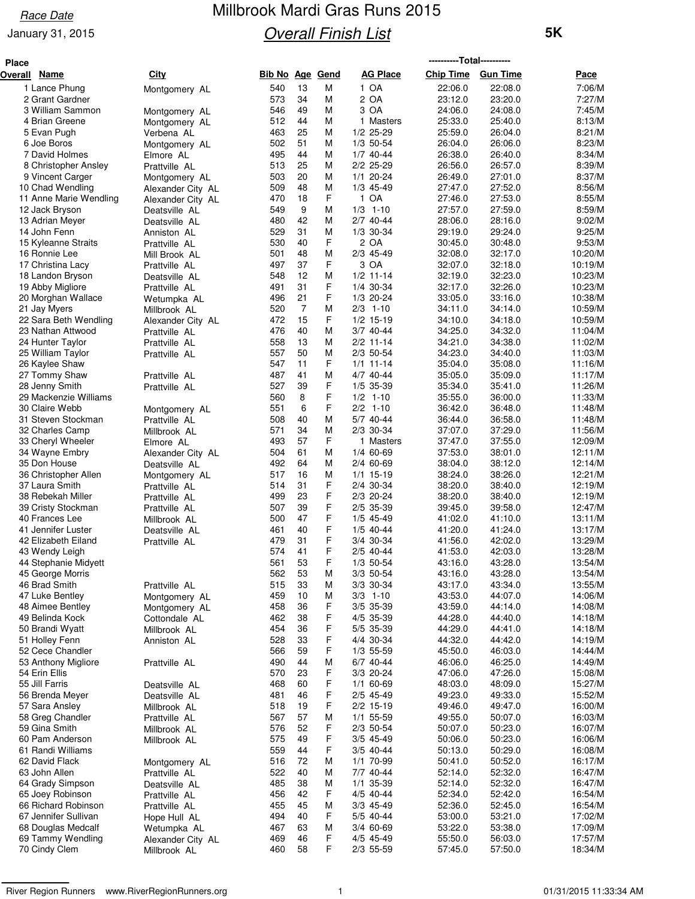Race Date

January 31, 2015

# Millbrook Mardi Gras Runs 2015

## Overall Finish List

**5K**

| Place Overall | Name | City | Bib No | Age | Gend | AG Place | Chip Time | Gun Time | Pace |
|---|---|---|---|---|---|---|---|---|---|
| 1 | Lance Phung | Montgomery AL | 540 | 13 | M | 1 OA | 22:06.0 | 22:08.0 | 7:06/M |
| 2 | Grant Gardner | | 573 | 34 | M | 2 OA | 23:12.0 | 23:20.0 | 7:27/M |
| 3 | William Sammon | Montgomery AL | 546 | 49 | M | 3 OA | 24:06.0 | 24:08.0 | 7:45/M |
| 4 | Brian Greene | Montgomery AL | 512 | 44 | M | 1 Masters | 25:33.0 | 25:40.0 | 8:13/M |
| 5 | Evan Pugh | Verbena AL | 463 | 25 | M | 1/2 25-29 | 25:59.0 | 26:04.0 | 8:21/M |
| 6 | Joe Boros | Montgomery AL | 502 | 51 | M | 1/3 50-54 | 26:04.0 | 26:06.0 | 8:23/M |
| 7 | David Holmes | Elmore AL | 495 | 44 | M | 1/7 40-44 | 26:38.0 | 26:40.0 | 8:34/M |
| 8 | Christopher Ansley | Prattville AL | 513 | 25 | M | 2/2 25-29 | 26:56.0 | 26:57.0 | 8:39/M |
| 9 | Vincent Carger | Montgomery AL | 503 | 20 | M | 1/1 20-24 | 26:49.0 | 27:01.0 | 8:37/M |
| 10 | Chad Wendling | Alexander City AL | 509 | 48 | M | 1/3 45-49 | 27:47.0 | 27:52.0 | 8:56/M |
| 11 | Anne Marie Wendling | Alexander City AL | 470 | 18 | F | 1 OA | 27:46.0 | 27:53.0 | 8:55/M |
| 12 | Jack Bryson | Deatsville AL | 549 | 9 | M | 1/3 1-10 | 27:57.0 | 27:59.0 | 8:59/M |
| 13 | Adrian Meyer | Deatsville AL | 480 | 42 | M | 2/7 40-44 | 28:06.0 | 28:16.0 | 9:02/M |
| 14 | John Fenn | Anniston AL | 529 | 31 | M | 1/3 30-34 | 29:19.0 | 29:24.0 | 9:25/M |
| 15 | Kyleanne Straits | Prattville AL | 530 | 40 | F | 2 OA | 30:45.0 | 30:48.0 | 9:53/M |
| 16 | Ronnie Lee | Mill Brook AL | 501 | 48 | M | 2/3 45-49 | 32:08.0 | 32:17.0 | 10:20/M |
| 17 | Christina Lacy | Prattville AL | 497 | 37 | F | 3 OA | 32:07.0 | 32:18.0 | 10:19/M |
| 18 | Landon Bryson | Deatsville AL | 548 | 12 | M | 1/2 11-14 | 32:19.0 | 32:23.0 | 10:23/M |
| 19 | Abby Migliore | Prattville AL | 491 | 31 | F | 1/4 30-34 | 32:17.0 | 32:26.0 | 10:23/M |
| 20 | Morghan Wallace | Wetumpka AL | 496 | 21 | F | 1/3 20-24 | 33:05.0 | 33:16.0 | 10:38/M |
| 21 | Jay Myers | Millbrook AL | 520 | 7 | M | 2/3 1-10 | 34:11.0 | 34:14.0 | 10:59/M |
| 22 | Sara Beth Wendling | Alexander City AL | 472 | 15 | F | 1/2 15-19 | 34:10.0 | 34:18.0 | 10:59/M |
| 23 | Nathan Attwood | Prattville AL | 476 | 40 | M | 3/7 40-44 | 34:25.0 | 34:32.0 | 11:04/M |
| 24 | Hunter Taylor | Prattville AL | 558 | 13 | M | 2/2 11-14 | 34:21.0 | 34:38.0 | 11:02/M |
| 25 | William Taylor | Prattville AL | 557 | 50 | M | 2/3 50-54 | 34:23.0 | 34:40.0 | 11:03/M |
| 26 | Kaylee Shaw | | 547 | 11 | F | 1/1 11-14 | 35:04.0 | 35:08.0 | 11:16/M |
| 27 | Tommy Shaw | Prattville AL | 487 | 41 | M | 4/7 40-44 | 35:05.0 | 35:09.0 | 11:17/M |
| 28 | Jenny Smith | Prattville AL | 527 | 39 | F | 1/5 35-39 | 35:34.0 | 35:41.0 | 11:26/M |
| 29 | Mackenzie Williams | | 560 | 8 | F | 1/2 1-10 | 35:55.0 | 36:00.0 | 11:33/M |
| 30 | Claire Webb | Montgomery AL | 551 | 6 | F | 2/2 1-10 | 36:42.0 | 36:48.0 | 11:48/M |
| 31 | Steven Stockman | Prattville AL | 508 | 40 | M | 5/7 40-44 | 36:44.0 | 36:58.0 | 11:48/M |
| 32 | Charles Camp | Millbrook AL | 571 | 34 | M | 2/3 30-34 | 37:07.0 | 37:29.0 | 11:56/M |
| 33 | Cheryl Wheeler | Elmore AL | 493 | 57 | F | 1 Masters | 37:47.0 | 37:55.0 | 12:09/M |
| 34 | Wayne Embry | Alexander City AL | 504 | 61 | M | 1/4 60-69 | 37:53.0 | 38:01.0 | 12:11/M |
| 35 | Don House | Deatsville AL | 492 | 64 | M | 2/4 60-69 | 38:04.0 | 38:12.0 | 12:14/M |
| 36 | Christopher Allen | Montgomery AL | 517 | 16 | M | 1/1 15-19 | 38:24.0 | 38:26.0 | 12:21/M |
| 37 | Laura Smith | Prattville AL | 514 | 31 | F | 2/4 30-34 | 38:20.0 | 38:40.0 | 12:19/M |
| 38 | Rebekah Miller | Prattville AL | 499 | 23 | F | 2/3 20-24 | 38:20.0 | 38:40.0 | 12:19/M |
| 39 | Cristy Stockman | Prattville AL | 507 | 39 | F | 2/5 35-39 | 39:45.0 | 39:58.0 | 12:47/M |
| 40 | Frances Lee | Millbrook AL | 500 | 47 | F | 1/5 45-49 | 41:02.0 | 41:10.0 | 13:11/M |
| 41 | Jennifer Luster | Deatsville AL | 461 | 40 | F | 1/5 40-44 | 41:20.0 | 41:24.0 | 13:17/M |
| 42 | Elizabeth Eiland | Prattville AL | 479 | 31 | F | 3/4 30-34 | 41:56.0 | 42:02.0 | 13:29/M |
| 43 | Wendy Leigh | | 574 | 41 | F | 2/5 40-44 | 41:53.0 | 42:03.0 | 13:28/M |
| 44 | Stephanie Midyett | | 561 | 53 | F | 1/3 50-54 | 43:16.0 | 43:28.0 | 13:54/M |
| 45 | George Morris | | 562 | 53 | M | 3/3 50-54 | 43:16.0 | 43:28.0 | 13:54/M |
| 46 | Brad Smith | Prattville AL | 515 | 33 | M | 3/3 30-34 | 43:17.0 | 43:34.0 | 13:55/M |
| 47 | Luke Bentley | Montgomery AL | 459 | 10 | M | 3/3 1-10 | 43:53.0 | 44:07.0 | 14:06/M |
| 48 | Aimee Bentley | Montgomery AL | 458 | 36 | F | 3/5 35-39 | 43:59.0 | 44:14.0 | 14:08/M |
| 49 | Belinda Kock | Cottondale AL | 462 | 38 | F | 4/5 35-39 | 44:28.0 | 44:40.0 | 14:18/M |
| 50 | Brandi Wyatt | Millbrook AL | 454 | 36 | F | 5/5 35-39 | 44:29.0 | 44:41.0 | 14:18/M |
| 51 | Holley Fenn | Anniston AL | 528 | 33 | F | 4/4 30-34 | 44:32.0 | 44:42.0 | 14:19/M |
| 52 | Cece Chandler | | 566 | 59 | F | 1/3 55-59 | 45:50.0 | 46:03.0 | 14:44/M |
| 53 | Anthony Migliore | Prattville AL | 490 | 44 | M | 6/7 40-44 | 46:06.0 | 46:25.0 | 14:49/M |
| 54 | Erin Ellis | | 570 | 23 | F | 3/3 20-24 | 47:06.0 | 47:26.0 | 15:08/M |
| 55 | Jill Farris | Deatsville AL | 468 | 60 | F | 1/1 60-69 | 48:03.0 | 48:09.0 | 15:27/M |
| 56 | Brenda Meyer | Deatsville AL | 481 | 46 | F | 2/5 45-49 | 49:23.0 | 49:33.0 | 15:52/M |
| 57 | Sara Ansley | Millbrook AL | 518 | 19 | F | 2/2 15-19 | 49:46.0 | 49:47.0 | 16:00/M |
| 58 | Greg Chandler | Prattville AL | 567 | 57 | M | 1/1 55-59 | 49:55.0 | 50:07.0 | 16:03/M |
| 59 | Gina Smith | Millbrook AL | 576 | 52 | F | 2/3 50-54 | 50:07.0 | 50:23.0 | 16:07/M |
| 60 | Pam Anderson | Millbrook AL | 575 | 49 | F | 3/5 45-49 | 50:06.0 | 50:23.0 | 16:06/M |
| 61 | Randi Williams | | 559 | 44 | F | 3/5 40-44 | 50:13.0 | 50:29.0 | 16:08/M |
| 62 | David Flack | Montgomery AL | 516 | 72 | M | 1/1 70-99 | 50:41.0 | 50:52.0 | 16:17/M |
| 63 | John Allen | Prattville AL | 522 | 40 | M | 7/7 40-44 | 52:14.0 | 52:32.0 | 16:47/M |
| 64 | Grady Simpson | Deatsville AL | 485 | 38 | M | 1/1 35-39 | 52:14.0 | 52:32.0 | 16:47/M |
| 65 | Joey Robinson | Prattville AL | 456 | 42 | F | 4/5 40-44 | 52:34.0 | 52:42.0 | 16:54/M |
| 66 | Richard Robinson | Prattville AL | 455 | 45 | M | 3/3 45-49 | 52:36.0 | 52:45.0 | 16:54/M |
| 67 | Jennifer Sullivan | Hope Hull AL | 494 | 40 | F | 5/5 40-44 | 53:00.0 | 53:21.0 | 17:02/M |
| 68 | Douglas Medcalf | Wetumpka AL | 467 | 63 | M | 3/4 60-69 | 53:22.0 | 53:38.0 | 17:09/M |
| 69 | Tammy Wendling | Alexander City AL | 469 | 46 | F | 4/5 45-49 | 55:50.0 | 56:03.0 | 17:57/M |
| 70 | Cindy Clem | Millbrook AL | 460 | 58 | F | 2/3 55-59 | 57:45.0 | 57:50.0 | 18:34/M |

River Region Runners www.RiverRegionRunners.org 01/31/2015 11:33:34 AM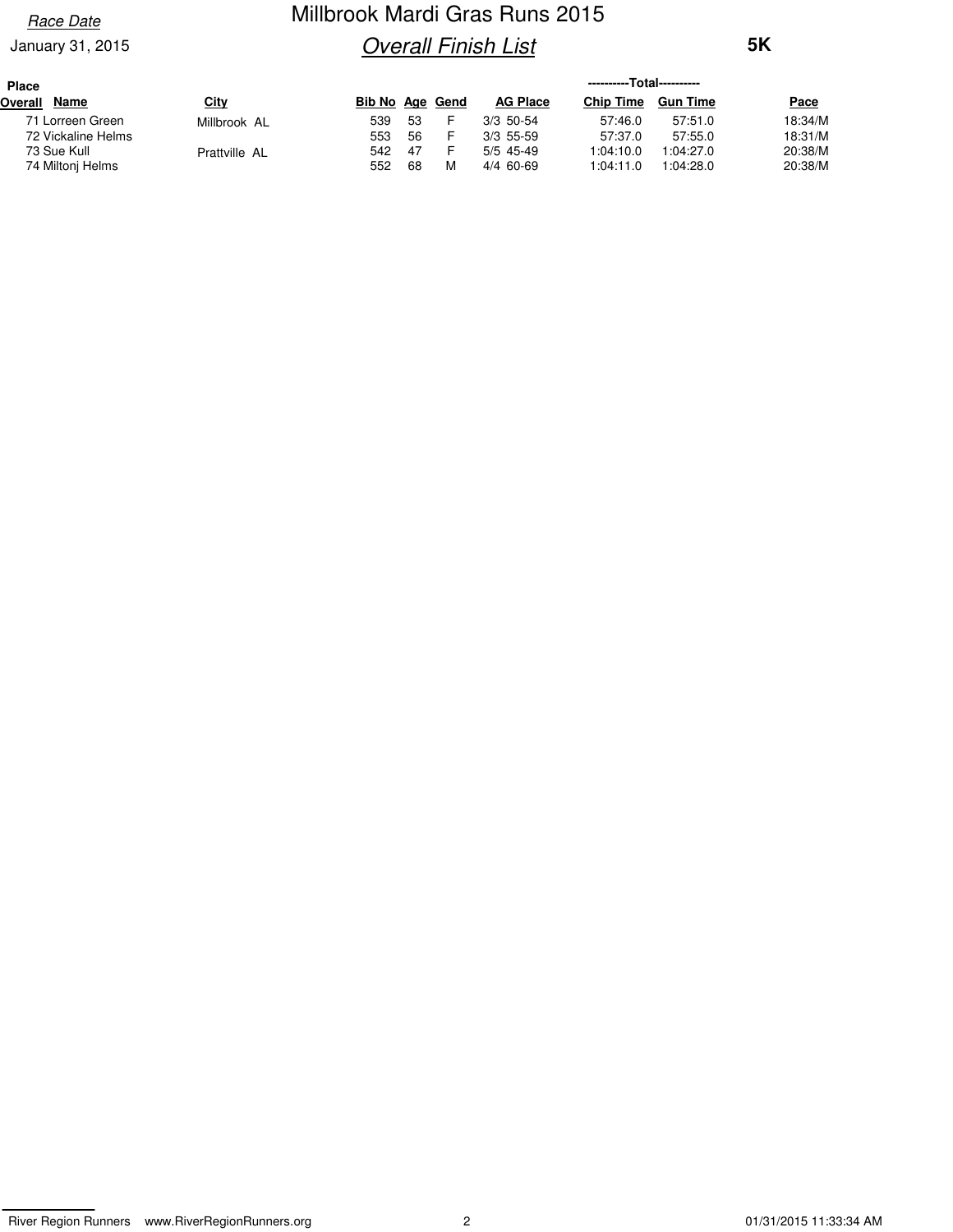# Millbrook Mardi Gras Runs 2015

*Race Date*
January 31, 2015

## *Overall Finish List*

**5K**

| Place Overall | Name | City | Bib No | Age | Gend | AG Place | Chip Time | Gun Time | Pace |
|---|---|---|---|---|---|---|---|---|---|
| 71 | Lorreen Green | Millbrook AL | 539 | 53 | F | 3/3 50-54 | 57:46.0 | 57:51.0 | 18:34/M |
| 72 | Vickaline Helms | | 553 | 56 | F | 3/3 55-59 | 57:37.0 | 57:55.0 | 18:31/M |
| 73 | Sue Kull | Prattville AL | 542 | 47 | F | 5/5 45-49 | 1:04:10.0 | 1:04:27.0 | 20:38/M |
| 74 | Miltonj Helms | | 552 | 68 | M | 4/4 60-69 | 1:04:11.0 | 1:04:28.0 | 20:38/M |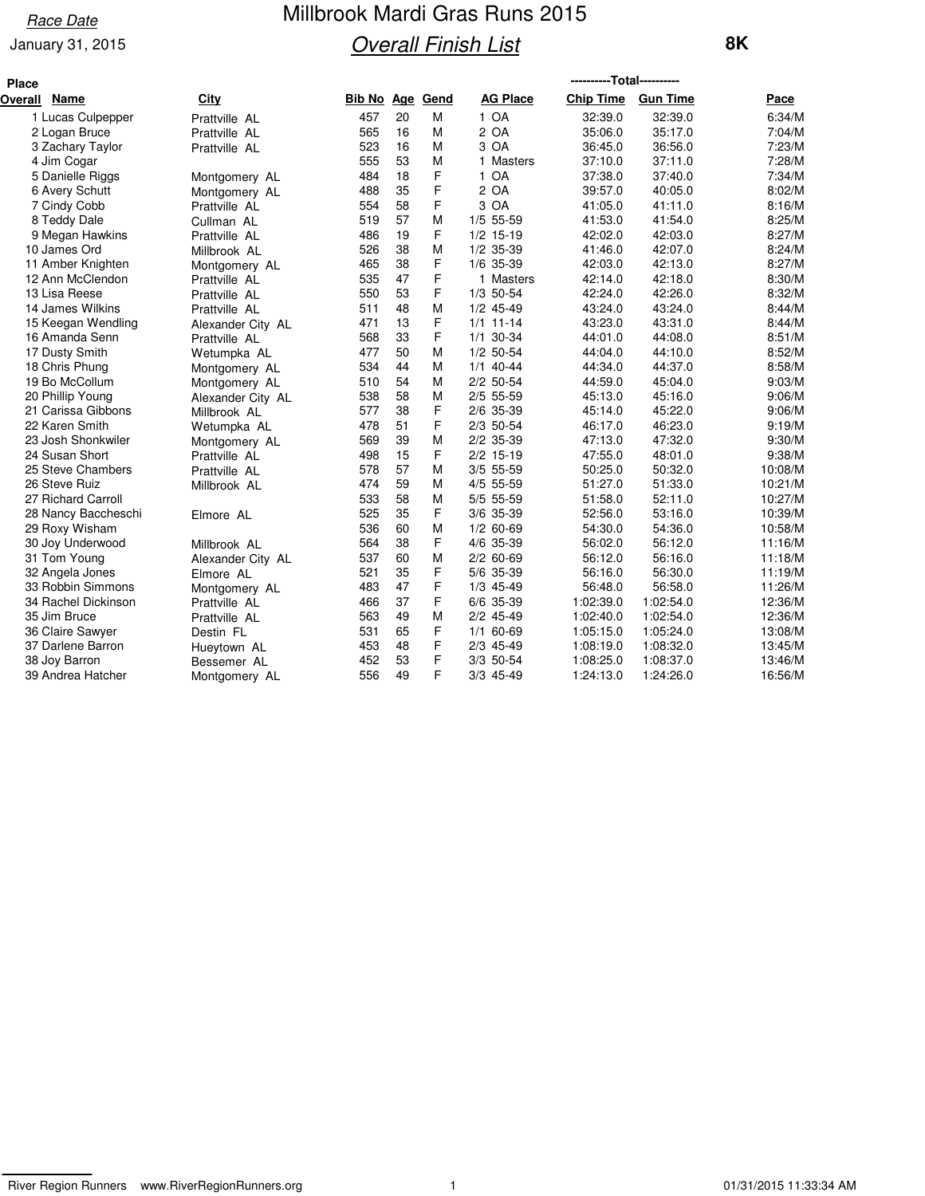Race Date

January 31, 2015

# Millbrook Mardi Gras Runs 2015

## Overall Finish List

**8K**

| Place Overall | Name | City | Bib No | Age | Gend | AG Place | Chip Time | Gun Time | Pace |
|---|---|---|---|---|---|---|---|---|---|
| 1 | Lucas Culpepper | Prattville AL | 457 | 20 | M | 1 OA | 32:39.0 | 32:39.0 | 6:34/M |
| 2 | Logan Bruce | Prattville AL | 565 | 16 | M | 2 OA | 35:06.0 | 35:17.0 | 7:04/M |
| 3 | Zachary Taylor | Prattville AL | 523 | 16 | M | 3 OA | 36:45.0 | 36:56.0 | 7:23/M |
| 4 | Jim Cogar | | 555 | 53 | M | 1 Masters | 37:10.0 | 37:11.0 | 7:28/M |
| 5 | Danielle Riggs | Montgomery AL | 484 | 18 | F | 1 OA | 37:38.0 | 37:40.0 | 7:34/M |
| 6 | Avery Schutt | Montgomery AL | 488 | 35 | F | 2 OA | 39:57.0 | 40:05.0 | 8:02/M |
| 7 | Cindy Cobb | Prattville AL | 554 | 58 | F | 3 OA | 41:05.0 | 41:11.0 | 8:16/M |
| 8 | Teddy Dale | Cullman AL | 519 | 57 | M | 1/5 55-59 | 41:53.0 | 41:54.0 | 8:25/M |
| 9 | Megan Hawkins | Prattville AL | 486 | 19 | F | 1/2 15-19 | 42:02.0 | 42:03.0 | 8:27/M |
| 10 | James Ord | Millbrook AL | 526 | 38 | M | 1/2 35-39 | 41:46.0 | 42:07.0 | 8:24/M |
| 11 | Amber Knighten | Montgomery AL | 465 | 38 | F | 1/6 35-39 | 42:03.0 | 42:13.0 | 8:27/M |
| 12 | Ann McClendon | Prattville AL | 535 | 47 | F | 1 Masters | 42:14.0 | 42:18.0 | 8:30/M |
| 13 | Lisa Reese | Prattville AL | 550 | 53 | F | 1/3 50-54 | 42:24.0 | 42:26.0 | 8:32/M |
| 14 | James Wilkins | Prattville AL | 511 | 48 | M | 1/2 45-49 | 43:24.0 | 43:24.0 | 8:44/M |
| 15 | Keegan Wendling | Alexander City AL | 471 | 13 | F | 1/1 11-14 | 43:23.0 | 43:31.0 | 8:44/M |
| 16 | Amanda Senn | Prattville AL | 568 | 33 | F | 1/1 30-34 | 44:01.0 | 44:08.0 | 8:51/M |
| 17 | Dusty Smith | Wetumpka AL | 477 | 50 | M | 1/2 50-54 | 44:04.0 | 44:10.0 | 8:52/M |
| 18 | Chris Phung | Montgomery AL | 534 | 44 | M | 1/1 40-44 | 44:34.0 | 44:37.0 | 8:58/M |
| 19 | Bo McCollum | Montgomery AL | 510 | 54 | M | 2/2 50-54 | 44:59.0 | 45:04.0 | 9:03/M |
| 20 | Phillip Young | Alexander City AL | 538 | 58 | M | 2/5 55-59 | 45:13.0 | 45:16.0 | 9:06/M |
| 21 | Carissa Gibbons | Millbrook AL | 577 | 38 | F | 2/6 35-39 | 45:14.0 | 45:22.0 | 9:06/M |
| 22 | Karen Smith | Wetumpka AL | 478 | 51 | F | 2/3 50-54 | 46:17.0 | 46:23.0 | 9:19/M |
| 23 | Josh Shonkwiler | Montgomery AL | 569 | 39 | M | 2/2 35-39 | 47:13.0 | 47:32.0 | 9:30/M |
| 24 | Susan Short | Prattville AL | 498 | 15 | F | 2/2 15-19 | 47:55.0 | 48:01.0 | 9:38/M |
| 25 | Steve Chambers | Prattville AL | 578 | 57 | M | 3/5 55-59 | 50:25.0 | 50:32.0 | 10:08/M |
| 26 | Steve Ruiz | Millbrook AL | 474 | 59 | M | 4/5 55-59 | 51:27.0 | 51:33.0 | 10:21/M |
| 27 | Richard Carroll | | 533 | 58 | M | 5/5 55-59 | 51:58.0 | 52:11.0 | 10:27/M |
| 28 | Nancy Baccheschi | Elmore AL | 525 | 35 | F | 3/6 35-39 | 52:56.0 | 53:16.0 | 10:39/M |
| 29 | Roxy Wisham | | 536 | 60 | M | 1/2 60-69 | 54:30.0 | 54:36.0 | 10:58/M |
| 30 | Joy Underwood | Millbrook AL | 564 | 38 | F | 4/6 35-39 | 56:02.0 | 56:12.0 | 11:16/M |
| 31 | Tom Young | Alexander City AL | 537 | 60 | M | 2/2 60-69 | 56:12.0 | 56:16.0 | 11:18/M |
| 32 | Angela Jones | Elmore AL | 521 | 35 | F | 5/6 35-39 | 56:16.0 | 56:30.0 | 11:19/M |
| 33 | Robbin Simmons | Montgomery AL | 483 | 47 | F | 1/3 45-49 | 56:48.0 | 56:58.0 | 11:26/M |
| 34 | Rachel Dickinson | Prattville AL | 466 | 37 | F | 6/6 35-39 | 1:02:39.0 | 1:02:54.0 | 12:36/M |
| 35 | Jim Bruce | Prattville AL | 563 | 49 | M | 2/2 45-49 | 1:02:40.0 | 1:02:54.0 | 12:36/M |
| 36 | Claire Sawyer | Destin FL | 531 | 65 | F | 1/1 60-69 | 1:05:15.0 | 1:05:24.0 | 13:08/M |
| 37 | Darlene Barron | Hueytown AL | 453 | 48 | F | 2/3 45-49 | 1:08:19.0 | 1:08:32.0 | 13:45/M |
| 38 | Joy Barron | Bessemer AL | 452 | 53 | F | 3/3 50-54 | 1:08:25.0 | 1:08:37.0 | 13:46/M |
| 39 | Andrea Hatcher | Montgomery AL | 556 | 49 | F | 3/3 45-49 | 1:24:13.0 | 1:24:26.0 | 16:56/M |

River Region Runners www.RiverRegionRunners.org 01/31/2015 11:33:34 AM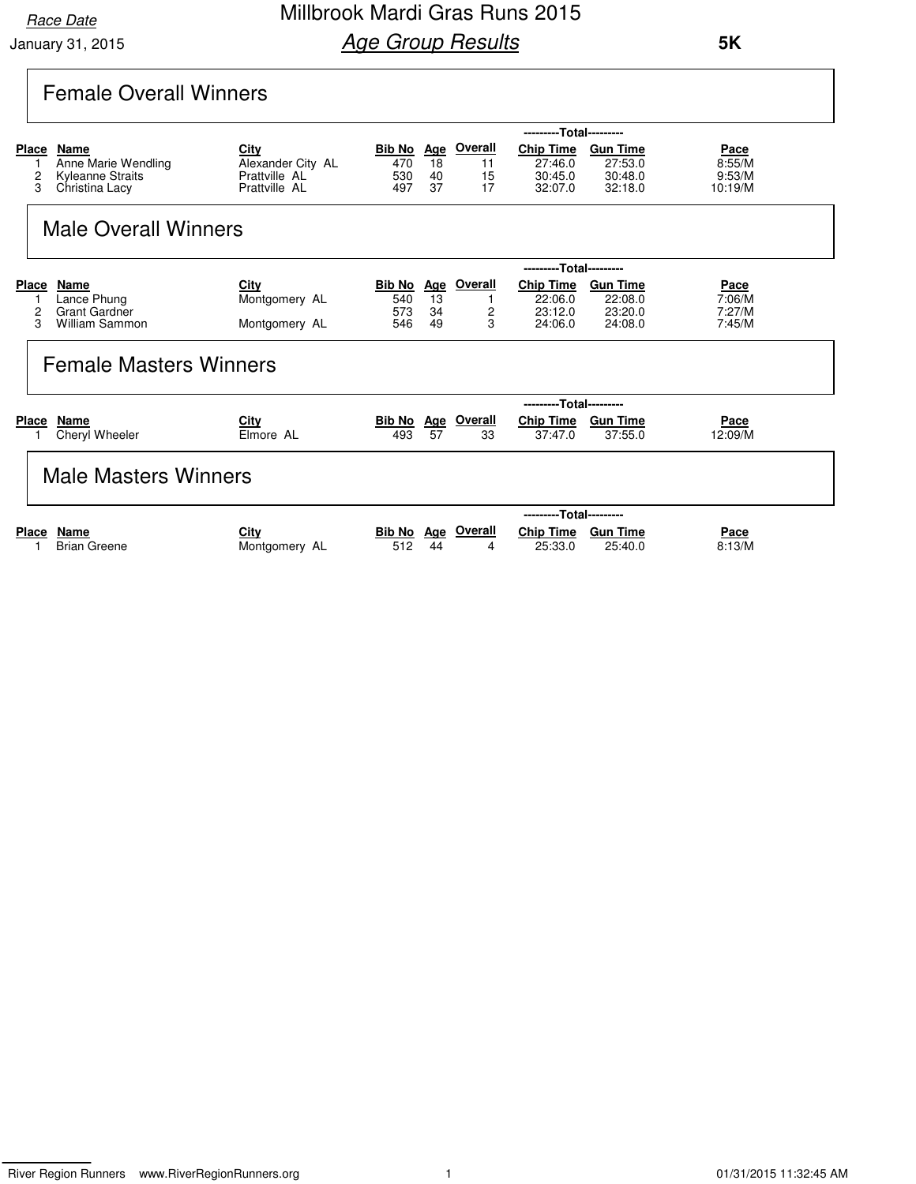Race Date

January 31, 2015

# Millbrook Mardi Gras Runs 2015

## *Age Group Results*

**5K**

### Female Overall Winners

| Place | Name | City | Bib No | Age | Overall | Total Chip Time | Total Gun Time | Pace |
|---|---|---|---|---|---|---|---|---|
| 1 | Anne Marie Wendling | Alexander City AL | 470 | 18 | 11 | 27:46.0 | 27:53.0 | 8:55/M |
| 2 | Kyleanne Straits | Prattville AL | 530 | 40 | 15 | 30:45.0 | 30:48.0 | 9:53/M |
| 3 | Christina Lacy | Prattville AL | 497 | 37 | 17 | 32:07.0 | 32:18.0 | 10:19/M |

### Male Overall Winners

| Place | Name | City | Bib No | Age | Overall | Total Chip Time | Total Gun Time | Pace |
|---|---|---|---|---|---|---|---|---|
| 1 | Lance Phung | Montgomery AL | 540 | 13 | 1 | 22:06.0 | 22:08.0 | 7:06/M |
| 2 | Grant Gardner | | 573 | 34 | 2 | 23:12.0 | 23:20.0 | 7:27/M |
| 3 | William Sammon | Montgomery AL | 546 | 49 | 3 | 24:06.0 | 24:08.0 | 7:45/M |

### Female Masters Winners

| Place | Name | City | Bib No | Age | Overall | Total Chip Time | Total Gun Time | Pace |
|---|---|---|---|---|---|---|---|---|
| 1 | Cheryl Wheeler | Elmore AL | 493 | 57 | 33 | 37:47.0 | 37:55.0 | 12:09/M |

### Male Masters Winners

| Place | Name | City | Bib No | Age | Overall | Total Chip Time | Total Gun Time | Pace |
|---|---|---|---|---|---|---|---|---|
| 1 | Brian Greene | Montgomery AL | 512 | 44 | 4 | 25:33.0 | 25:40.0 | 8:13/M |

River Region Runners www.RiverRegionRunners.org 01/31/2015 11:32:45 AM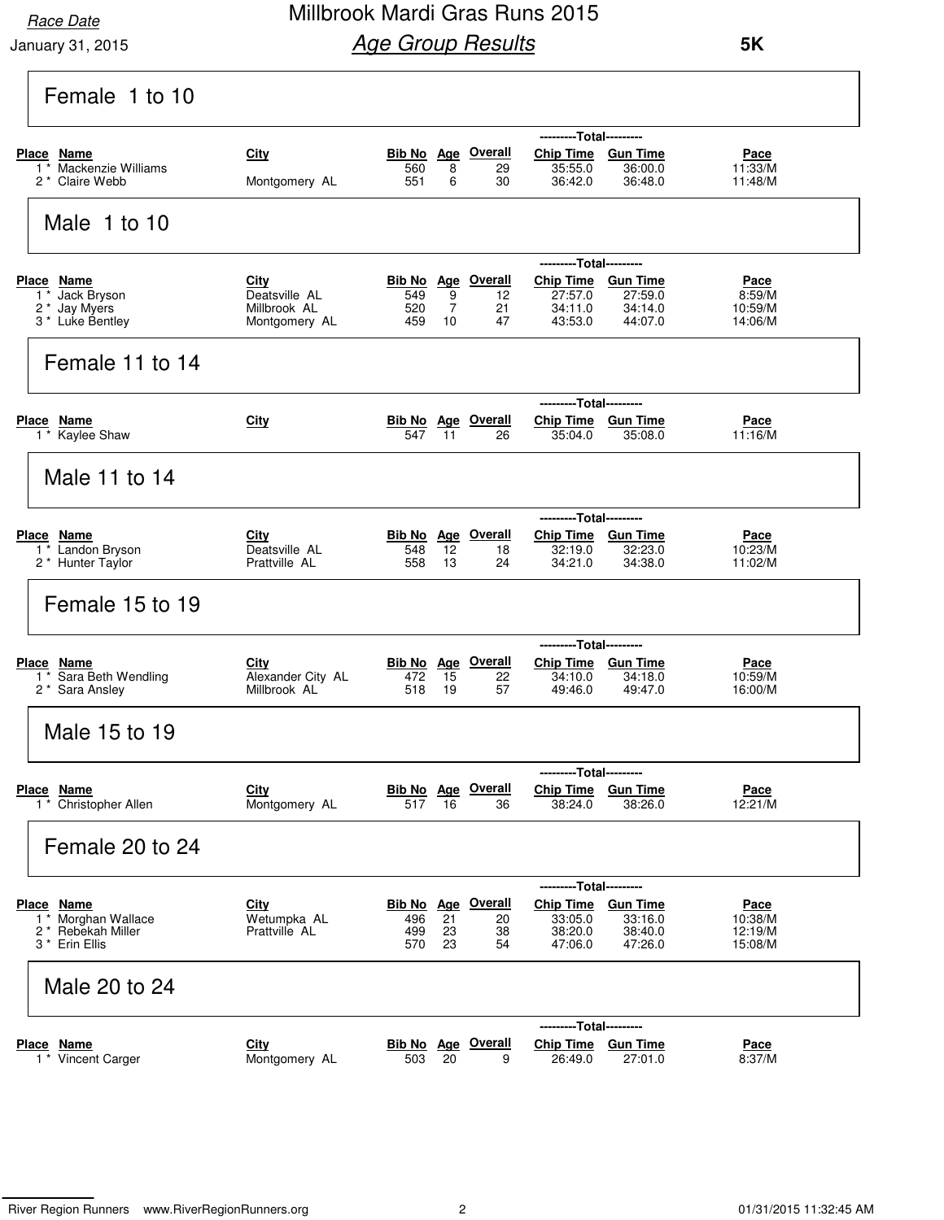Race Date

January 31, 2015

# Millbrook Mardi Gras Runs 2015

## Age Group Results

**5K**

### Female 1 to 10

| Place | Name | City | Bib No | Age | Overall | Chip Time | Gun Time | Pace |
|---|---|---|---|---|---|---|---|---|
| 1 * | Mackenzie Williams | | 560 | 8 | 29 | 35:55.0 | 36:00.0 | 11:33/M |
| 2 * | Claire Webb | Montgomery AL | 551 | 6 | 30 | 36:42.0 | 36:48.0 | 11:48/M |

### Male 1 to 10

| Place | Name | City | Bib No | Age | Overall | Chip Time | Gun Time | Pace |
|---|---|---|---|---|---|---|---|---|
| 1 * | Jack Bryson | Deatsville AL | 549 | 9 | 12 | 27:57.0 | 27:59.0 | 8:59/M |
| 2 * | Jay Myers | Millbrook AL | 520 | 7 | 21 | 34:11.0 | 34:14.0 | 10:59/M |
| 3 * | Luke Bentley | Montgomery AL | 459 | 10 | 47 | 43:53.0 | 44:07.0 | 14:06/M |

### Female 11 to 14

| Place | Name | City | Bib No | Age | Overall | Chip Time | Gun Time | Pace |
|---|---|---|---|---|---|---|---|---|
| 1 * | Kaylee Shaw | | 547 | 11 | 26 | 35:04.0 | 35:08.0 | 11:16/M |

### Male 11 to 14

| Place | Name | City | Bib No | Age | Overall | Chip Time | Gun Time | Pace |
|---|---|---|---|---|---|---|---|---|
| 1 * | Landon Bryson | Deatsville AL | 548 | 12 | 18 | 32:19.0 | 32:23.0 | 10:23/M |
| 2 * | Hunter Taylor | Prattville AL | 558 | 13 | 24 | 34:21.0 | 34:38.0 | 11:02/M |

### Female 15 to 19

| Place | Name | City | Bib No | Age | Overall | Chip Time | Gun Time | Pace |
|---|---|---|---|---|---|---|---|---|
| 1 * | Sara Beth Wendling | Alexander City AL | 472 | 15 | 22 | 34:10.0 | 34:18.0 | 10:59/M |
| 2 * | Sara Ansley | Millbrook AL | 518 | 19 | 57 | 49:46.0 | 49:47.0 | 16:00/M |

### Male 15 to 19

| Place | Name | City | Bib No | Age | Overall | Chip Time | Gun Time | Pace |
|---|---|---|---|---|---|---|---|---|
| 1 * | Christopher Allen | Montgomery AL | 517 | 16 | 36 | 38:24.0 | 38:26.0 | 12:21/M |

### Female 20 to 24

| Place | Name | City | Bib No | Age | Overall | Chip Time | Gun Time | Pace |
|---|---|---|---|---|---|---|---|---|
| 1 * | Morghan Wallace | Wetumpka AL | 496 | 21 | 20 | 33:05.0 | 33:16.0 | 10:38/M |
| 2 * | Rebekah Miller | Prattville AL | 499 | 23 | 38 | 38:20.0 | 38:40.0 | 12:19/M |
| 3 * | Erin Ellis | | 570 | 23 | 54 | 47:06.0 | 47:26.0 | 15:08/M |

### Male 20 to 24

| Place | Name | City | Bib No | Age | Overall | Chip Time | Gun Time | Pace |
|---|---|---|---|---|---|---|---|---|
| 1 * | Vincent Carger | Montgomery AL | 503 | 20 | 9 | 26:49.0 | 27:01.0 | 8:37/M |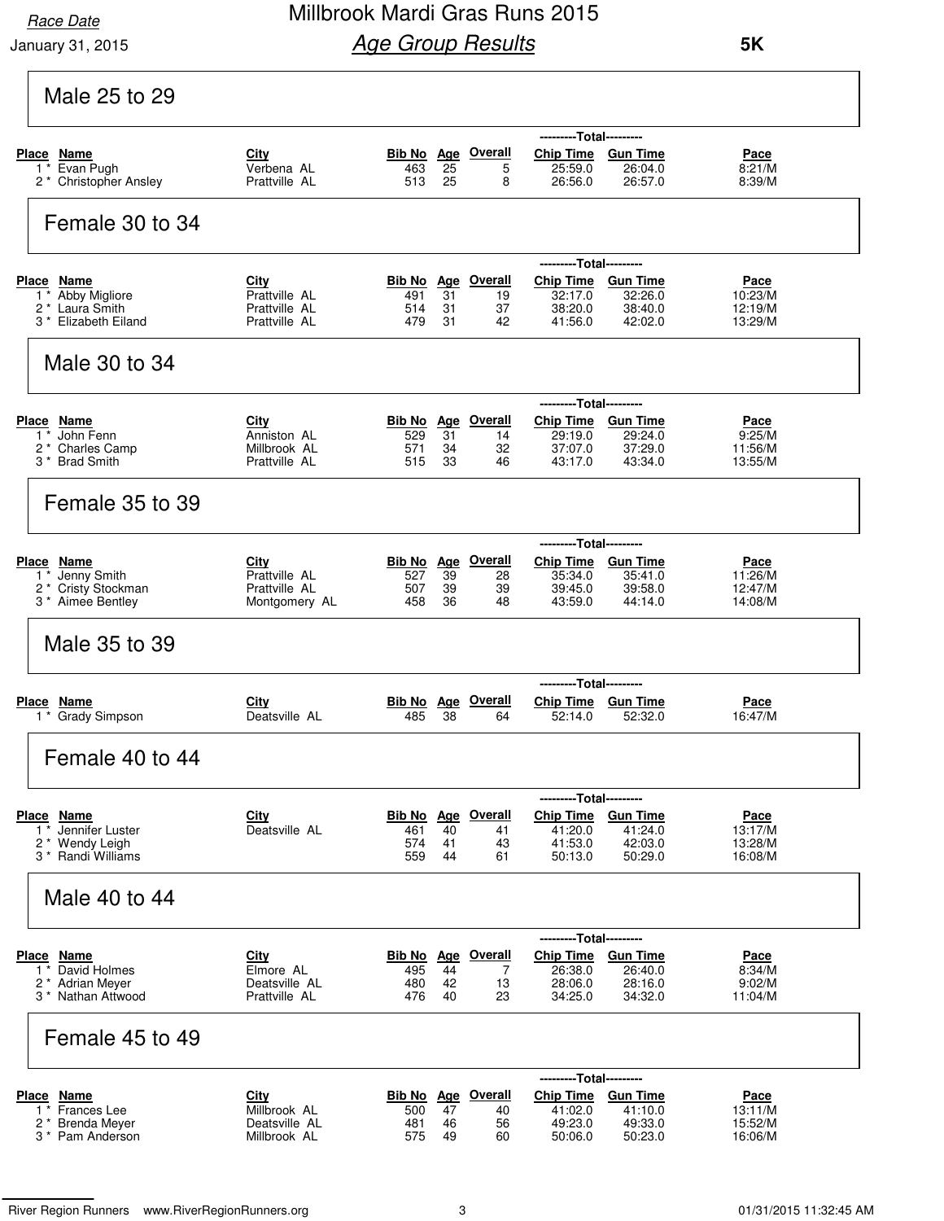# Millbrook Mardi Gras Runs 2015

## *Age Group Results*

Race Date
January 31, 2015

**5K**

### Male 25 to 29

| Place | Name | City | Bib No | Age | Overall | Chip Time | Gun Time | Pace |
|---|---|---|---|---|---|---|---|---|
| 1 * | Evan Pugh | Verbena AL | 463 | 25 | 5 | 25:59.0 | 26:04.0 | 8:21/M |
| 2 * | Christopher Ansley | Prattville AL | 513 | 25 | 8 | 26:56.0 | 26:57.0 | 8:39/M |

### Female 30 to 34

| Place | Name | City | Bib No | Age | Overall | Chip Time | Gun Time | Pace |
|---|---|---|---|---|---|---|---|---|
| 1 * | Abby Migliore | Prattville AL | 491 | 31 | 19 | 32:17.0 | 32:26.0 | 10:23/M |
| 2 * | Laura Smith | Prattville AL | 514 | 31 | 37 | 38:20.0 | 38:40.0 | 12:19/M |
| 3 * | Elizabeth Eiland | Prattville AL | 479 | 31 | 42 | 41:56.0 | 42:02.0 | 13:29/M |

### Male 30 to 34

| Place | Name | City | Bib No | Age | Overall | Chip Time | Gun Time | Pace |
|---|---|---|---|---|---|---|---|---|
| 1 * | John Fenn | Anniston AL | 529 | 31 | 14 | 29:19.0 | 29:24.0 | 9:25/M |
| 2 * | Charles Camp | Millbrook AL | 571 | 34 | 32 | 37:07.0 | 37:29.0 | 11:56/M |
| 3 * | Brad Smith | Prattville AL | 515 | 33 | 46 | 43:17.0 | 43:34.0 | 13:55/M |

### Female 35 to 39

| Place | Name | City | Bib No | Age | Overall | Chip Time | Gun Time | Pace |
|---|---|---|---|---|---|---|---|---|
| 1 * | Jenny Smith | Prattville AL | 527 | 39 | 28 | 35:34.0 | 35:41.0 | 11:26/M |
| 2 * | Cristy Stockman | Prattville AL | 507 | 39 | 39 | 39:45.0 | 39:58.0 | 12:47/M |
| 3 * | Aimee Bentley | Montgomery AL | 458 | 36 | 48 | 43:59.0 | 44:14.0 | 14:08/M |

### Male 35 to 39

| Place | Name | City | Bib No | Age | Overall | Chip Time | Gun Time | Pace |
|---|---|---|---|---|---|---|---|---|
| 1 * | Grady Simpson | Deatsville AL | 485 | 38 | 64 | 52:14.0 | 52:32.0 | 16:47/M |

### Female 40 to 44

| Place | Name | City | Bib No | Age | Overall | Chip Time | Gun Time | Pace |
|---|---|---|---|---|---|---|---|---|
| 1 * | Jennifer Luster | Deatsville AL | 461 | 40 | 41 | 41:20.0 | 41:24.0 | 13:17/M |
| 2 * | Wendy Leigh | | 574 | 41 | 43 | 41:53.0 | 42:03.0 | 13:28/M |
| 3 * | Randi Williams | | 559 | 44 | 61 | 50:13.0 | 50:29.0 | 16:08/M |

### Male 40 to 44

| Place | Name | City | Bib No | Age | Overall | Chip Time | Gun Time | Pace |
|---|---|---|---|---|---|---|---|---|
| 1 * | David Holmes | Elmore AL | 495 | 44 | 7 | 26:38.0 | 26:40.0 | 8:34/M |
| 2 * | Adrian Meyer | Deatsville AL | 480 | 42 | 13 | 28:06.0 | 28:16.0 | 9:02/M |
| 3 * | Nathan Attwood | Prattville AL | 476 | 40 | 23 | 34:25.0 | 34:32.0 | 11:04/M |

### Female 45 to 49

| Place | Name | City | Bib No | Age | Overall | Chip Time | Gun Time | Pace |
|---|---|---|---|---|---|---|---|---|
| 1 * | Frances Lee | Millbrook AL | 500 | 47 | 40 | 41:02.0 | 41:10.0 | 13:11/M |
| 2 * | Brenda Meyer | Deatsville AL | 481 | 46 | 56 | 49:23.0 | 49:33.0 | 15:52/M |
| 3 * | Pam Anderson | Millbrook AL | 575 | 49 | 60 | 50:06.0 | 50:23.0 | 16:06/M |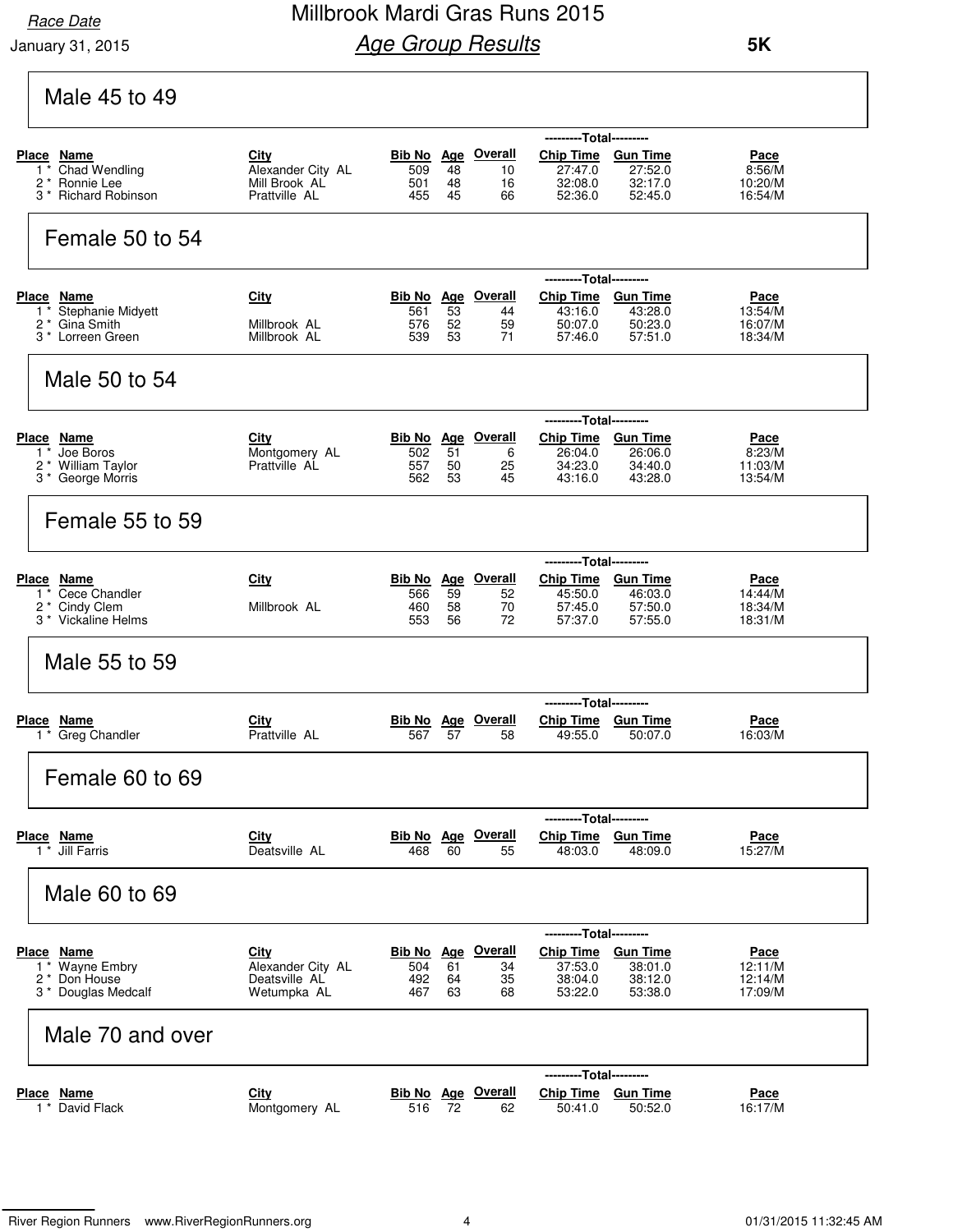Race Date

January 31, 2015

# Millbrook Mardi Gras Runs 2015

## Age Group Results

**5K**

### Male 45 to 49

| Place | Name | City | Bib No | Age | Overall | Chip Time | Gun Time | Pace |
|---|---|---|---|---|---|---|---|---|
| 1 * | Chad Wendling | Alexander City AL | 509 | 48 | 10 | 27:47.0 | 27:52.0 | 8:56/M |
| 2 * | Ronnie Lee | Mill Brook AL | 501 | 48 | 16 | 32:08.0 | 32:17.0 | 10:20/M |
| 3 * | Richard Robinson | Prattville AL | 455 | 45 | 66 | 52:36.0 | 52:45.0 | 16:54/M |

### Female 50 to 54

| Place | Name | City | Bib No | Age | Overall | Chip Time | Gun Time | Pace |
|---|---|---|---|---|---|---|---|---|
| 1 * | Stephanie Midyett | | 561 | 53 | 44 | 43:16.0 | 43:28.0 | 13:54/M |
| 2 * | Gina Smith | Millbrook AL | 576 | 52 | 59 | 50:07.0 | 50:23.0 | 16:07/M |
| 3 * | Lorreen Green | Millbrook AL | 539 | 53 | 71 | 57:46.0 | 57:51.0 | 18:34/M |

### Male 50 to 54

| Place | Name | City | Bib No | Age | Overall | Chip Time | Gun Time | Pace |
|---|---|---|---|---|---|---|---|---|
| 1 * | Joe Boros | Montgomery AL | 502 | 51 | 6 | 26:04.0 | 26:06.0 | 8:23/M |
| 2 * | William Taylor | Prattville AL | 557 | 50 | 25 | 34:23.0 | 34:40.0 | 11:03/M |
| 3 * | George Morris | | 562 | 53 | 45 | 43:16.0 | 43:28.0 | 13:54/M |

### Female 55 to 59

| Place | Name | City | Bib No | Age | Overall | Chip Time | Gun Time | Pace |
|---|---|---|---|---|---|---|---|---|
| 1 * | Cece Chandler | | 566 | 59 | 52 | 45:50.0 | 46:03.0 | 14:44/M |
| 2 * | Cindy Clem | Millbrook AL | 460 | 58 | 70 | 57:45.0 | 57:50.0 | 18:34/M |
| 3 * | Vickaline Helms | | 553 | 56 | 72 | 57:37.0 | 57:55.0 | 18:31/M |

### Male 55 to 59

| Place | Name | City | Bib No | Age | Overall | Chip Time | Gun Time | Pace |
|---|---|---|---|---|---|---|---|---|
| 1 * | Greg Chandler | Prattville AL | 567 | 57 | 58 | 49:55.0 | 50:07.0 | 16:03/M |

### Female 60 to 69

| Place | Name | City | Bib No | Age | Overall | Chip Time | Gun Time | Pace |
|---|---|---|---|---|---|---|---|---|
| 1 * | Jill Farris | Deatsville AL | 468 | 60 | 55 | 48:03.0 | 48:09.0 | 15:27/M |

### Male 60 to 69

| Place | Name | City | Bib No | Age | Overall | Chip Time | Gun Time | Pace |
|---|---|---|---|---|---|---|---|---|
| 1 * | Wayne Embry | Alexander City AL | 504 | 61 | 34 | 37:53.0 | 38:01.0 | 12:11/M |
| 2 * | Don House | Deatsville AL | 492 | 64 | 35 | 38:04.0 | 38:12.0 | 12:14/M |
| 3 * | Douglas Medcalf | Wetumpka AL | 467 | 63 | 68 | 53:22.0 | 53:38.0 | 17:09/M |

### Male 70 and over

| Place | Name | City | Bib No | Age | Overall | Chip Time | Gun Time | Pace |
|---|---|---|---|---|---|---|---|---|
| 1 * | David Flack | Montgomery AL | 516 | 72 | 62 | 50:41.0 | 50:52.0 | 16:17/M |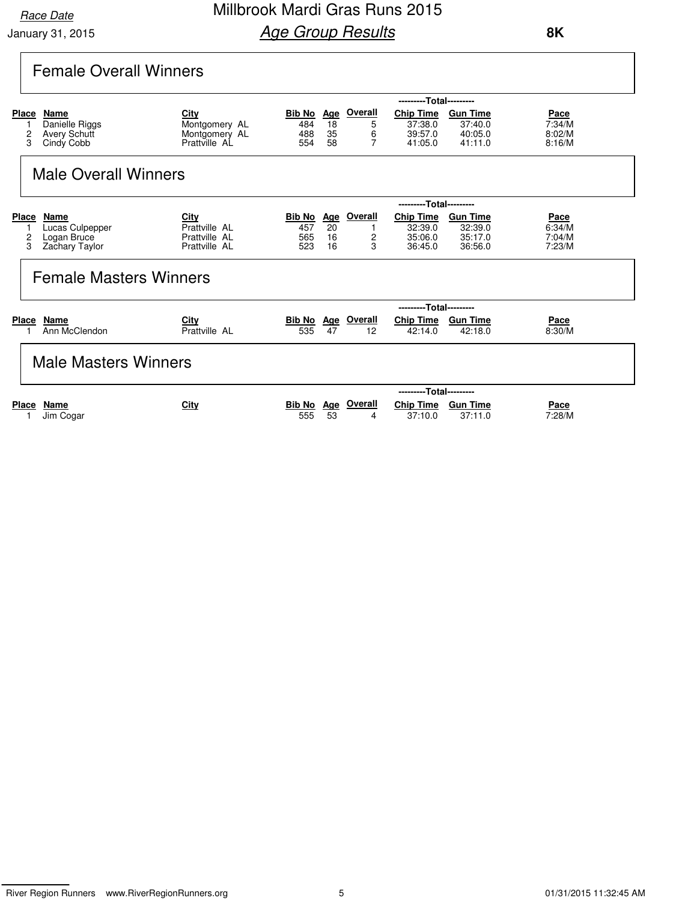Race Date
January 31, 2015

# Millbrook Mardi Gras Runs 2015

## *Age Group Results*

**8K**

## Female Overall Winners

| Place | Name | City | Bib No | Age | Overall | Chip Time | Gun Time | Pace |
|---|---|---|---|---|---|---|---|---|
| 1 | Danielle Riggs | Montgomery AL | 484 | 18 | 5 | 37:38.0 | 37:40.0 | 7:34/M |
| 2 | Avery Schutt | Montgomery AL | 488 | 35 | 6 | 39:57.0 | 40:05.0 | 8:02/M |
| 3 | Cindy Cobb | Prattville AL | 554 | 58 | 7 | 41:05.0 | 41:11.0 | 8:16/M |

## Male Overall Winners

| Place | Name | City | Bib No | Age | Overall | Chip Time | Gun Time | Pace |
|---|---|---|---|---|---|---|---|---|
| 1 | Lucas Culpepper | Prattville AL | 457 | 20 | 1 | 32:39.0 | 32:39.0 | 6:34/M |
| 2 | Logan Bruce | Prattville AL | 565 | 16 | 2 | 35:06.0 | 35:17.0 | 7:04/M |
| 3 | Zachary Taylor | Prattville AL | 523 | 16 | 3 | 36:45.0 | 36:56.0 | 7:23/M |

## Female Masters Winners

| Place | Name | City | Bib No | Age | Overall | Chip Time | Gun Time | Pace |
|---|---|---|---|---|---|---|---|---|
| 1 | Ann McClendon | Prattville AL | 535 | 47 | 12 | 42:14.0 | 42:18.0 | 8:30/M |

## Male Masters Winners

| Place | Name | City | Bib No | Age | Overall | Chip Time | Gun Time | Pace |
|---|---|---|---|---|---|---|---|---|
| 1 | Jim Cogar | | 555 | 53 | 4 | 37:10.0 | 37:11.0 | 7:28/M |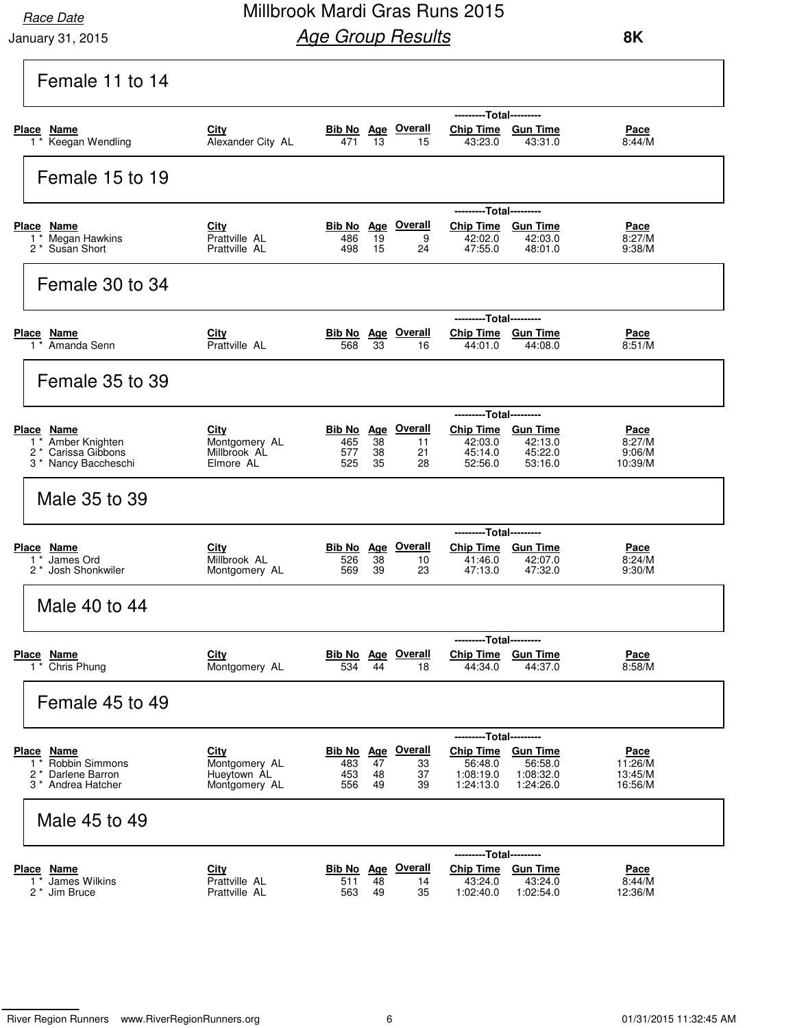# Millbrook Mardi Gras Runs 2015

*Race Date*
January 31, 2015

***Age Group Results***

**8K**

## Female 11 to 14

| Place | Name | City | Bib No | Age | Overall | Chip Time | Gun Time | Pace |
|---|---|---|---|---|---|---|---|---|
| 1 * | Keegan Wendling | Alexander City AL | 471 | 13 | 15 | 43:23.0 | 43:31.0 | 8:44/M |

## Female 15 to 19

| Place | Name | City | Bib No | Age | Overall | Chip Time | Gun Time | Pace |
|---|---|---|---|---|---|---|---|---|
| 1 * | Megan Hawkins | Prattville AL | 486 | 19 | 9 | 42:02.0 | 42:03.0 | 8:27/M |
| 2 * | Susan Short | Prattville AL | 498 | 15 | 24 | 47:55.0 | 48:01.0 | 9:38/M |

## Female 30 to 34

| Place | Name | City | Bib No | Age | Overall | Chip Time | Gun Time | Pace |
|---|---|---|---|---|---|---|---|---|
| 1 * | Amanda Senn | Prattville AL | 568 | 33 | 16 | 44:01.0 | 44:08.0 | 8:51/M |

## Female 35 to 39

| Place | Name | City | Bib No | Age | Overall | Chip Time | Gun Time | Pace |
|---|---|---|---|---|---|---|---|---|
| 1 * | Amber Knighten | Montgomery AL | 465 | 38 | 11 | 42:03.0 | 42:13.0 | 8:27/M |
| 2 * | Carissa Gibbons | Millbrook AL | 577 | 38 | 21 | 45:14.0 | 45:22.0 | 9:06/M |
| 3 * | Nancy Baccheschi | Elmore AL | 525 | 35 | 28 | 52:56.0 | 53:16.0 | 10:39/M |

## Male 35 to 39

| Place | Name | City | Bib No | Age | Overall | Chip Time | Gun Time | Pace |
|---|---|---|---|---|---|---|---|---|
| 1 * | James Ord | Millbrook AL | 526 | 38 | 10 | 41:46.0 | 42:07.0 | 8:24/M |
| 2 * | Josh Shonkwiler | Montgomery AL | 569 | 39 | 23 | 47:13.0 | 47:32.0 | 9:30/M |

## Male 40 to 44

| Place | Name | City | Bib No | Age | Overall | Chip Time | Gun Time | Pace |
|---|---|---|---|---|---|---|---|---|
| 1 * | Chris Phung | Montgomery AL | 534 | 44 | 18 | 44:34.0 | 44:37.0 | 8:58/M |

## Female 45 to 49

| Place | Name | City | Bib No | Age | Overall | Chip Time | Gun Time | Pace |
|---|---|---|---|---|---|---|---|---|
| 1 * | Robbin Simmons | Montgomery AL | 483 | 47 | 33 | 56:48.0 | 56:58.0 | 11:26/M |
| 2 * | Darlene Barron | Hueytown AL | 453 | 48 | 37 | 1:08:19.0 | 1:08:32.0 | 13:45/M |
| 3 * | Andrea Hatcher | Montgomery AL | 556 | 49 | 39 | 1:24:13.0 | 1:24:26.0 | 16:56/M |

## Male 45 to 49

| Place | Name | City | Bib No | Age | Overall | Chip Time | Gun Time | Pace |
|---|---|---|---|---|---|---|---|---|
| 1 * | James Wilkins | Prattville AL | 511 | 48 | 14 | 43:24.0 | 43:24.0 | 8:44/M |
| 2 * | Jim Bruce | Prattville AL | 563 | 49 | 35 | 1:02:40.0 | 1:02:54.0 | 12:36/M |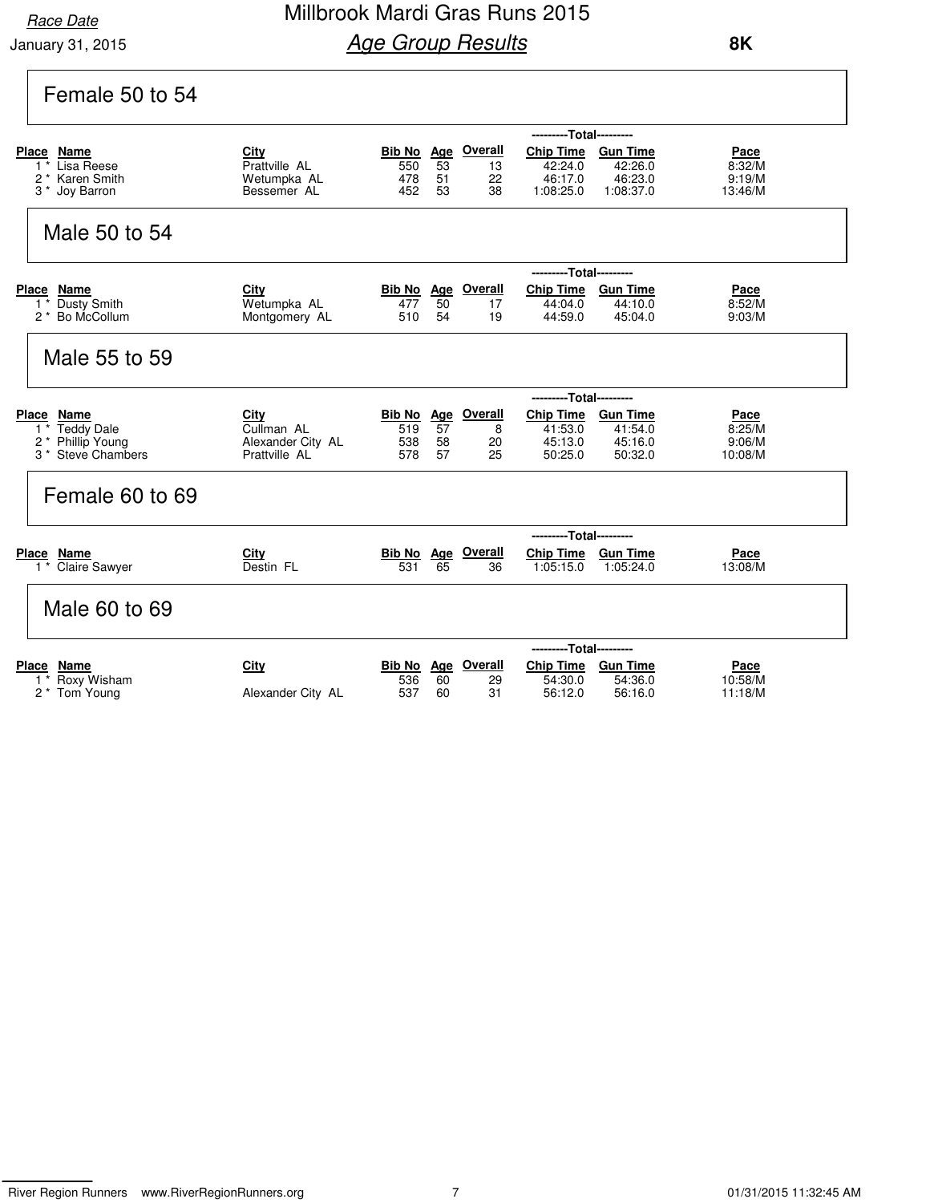Race Date

January 31, 2015

# Millbrook Mardi Gras Runs 2015

## Age Group Results

**8K**

### Female 50 to 54

| Place | Name | City | Bib No | Age | Overall | Chip Time | Gun Time | Pace |
|---|---|---|---|---|---|---|---|---|
| 1 * | Lisa Reese | Prattville AL | 550 | 53 | 13 | 42:24.0 | 42:26.0 | 8:32/M |
| 2 * | Karen Smith | Wetumpka AL | 478 | 51 | 22 | 46:17.0 | 46:23.0 | 9:19/M |
| 3 * | Joy Barron | Bessemer AL | 452 | 53 | 38 | 1:08:25.0 | 1:08:37.0 | 13:46/M |

### Male 50 to 54

| Place | Name | City | Bib No | Age | Overall | Chip Time | Gun Time | Pace |
|---|---|---|---|---|---|---|---|---|
| 1 * | Dusty Smith | Wetumpka AL | 477 | 50 | 17 | 44:04.0 | 44:10.0 | 8:52/M |
| 2 * | Bo McCollum | Montgomery AL | 510 | 54 | 19 | 44:59.0 | 45:04.0 | 9:03/M |

### Male 55 to 59

| Place | Name | City | Bib No | Age | Overall | Chip Time | Gun Time | Pace |
|---|---|---|---|---|---|---|---|---|
| 1 * | Teddy Dale | Cullman AL | 519 | 57 | 8 | 41:53.0 | 41:54.0 | 8:25/M |
| 2 * | Phillip Young | Alexander City AL | 538 | 58 | 20 | 45:13.0 | 45:16.0 | 9:06/M |
| 3 * | Steve Chambers | Prattville AL | 578 | 57 | 25 | 50:25.0 | 50:32.0 | 10:08/M |

### Female 60 to 69

| Place | Name | City | Bib No | Age | Overall | Chip Time | Gun Time | Pace |
|---|---|---|---|---|---|---|---|---|
| 1 * | Claire Sawyer | Destin FL | 531 | 65 | 36 | 1:05:15.0 | 1:05:24.0 | 13:08/M |

### Male 60 to 69

| Place | Name | City | Bib No | Age | Overall | Chip Time | Gun Time | Pace |
|---|---|---|---|---|---|---|---|---|
| 1 * | Roxy Wisham | | 536 | 60 | 29 | 54:30.0 | 54:36.0 | 10:58/M |
| 2 * | Tom Young | Alexander City AL | 537 | 60 | 31 | 56:12.0 | 56:16.0 | 11:18/M |